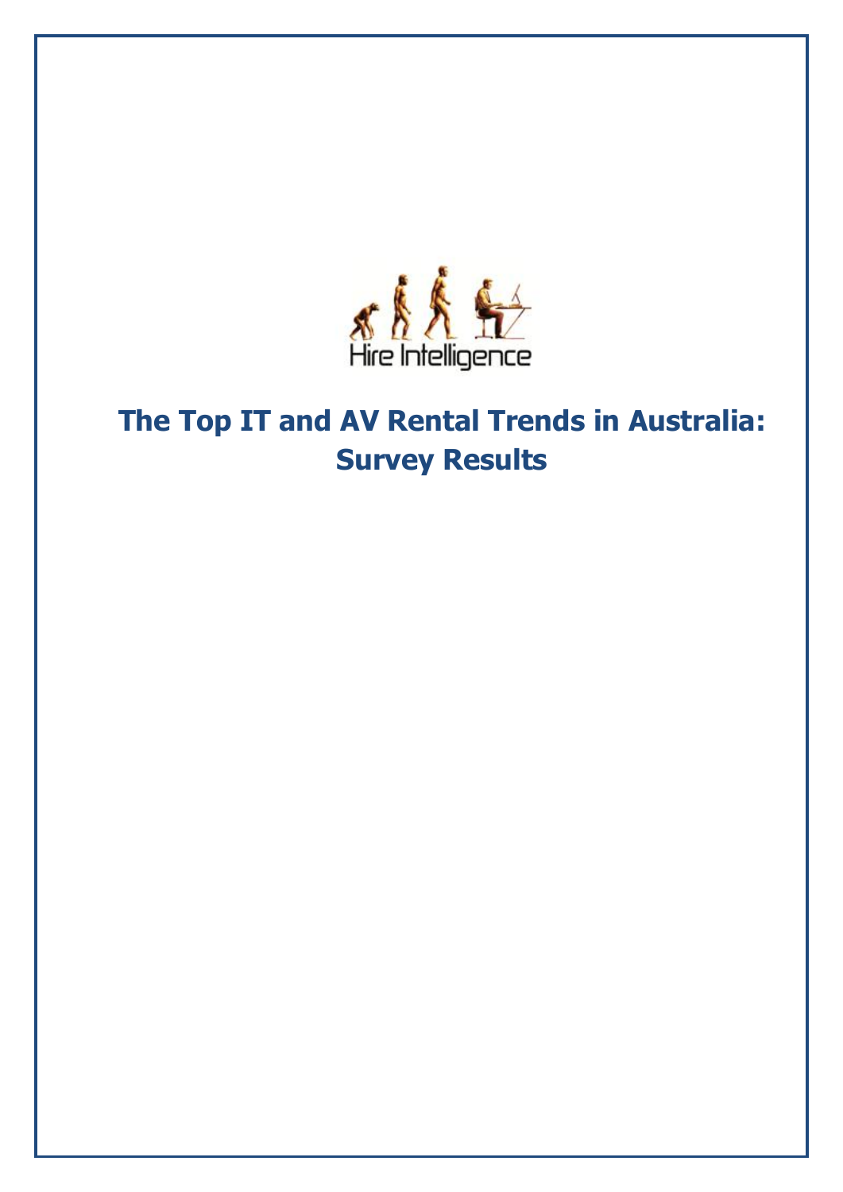Hire Intelligence

# The Top IT and AV Rental Trends in Australia: Survey Results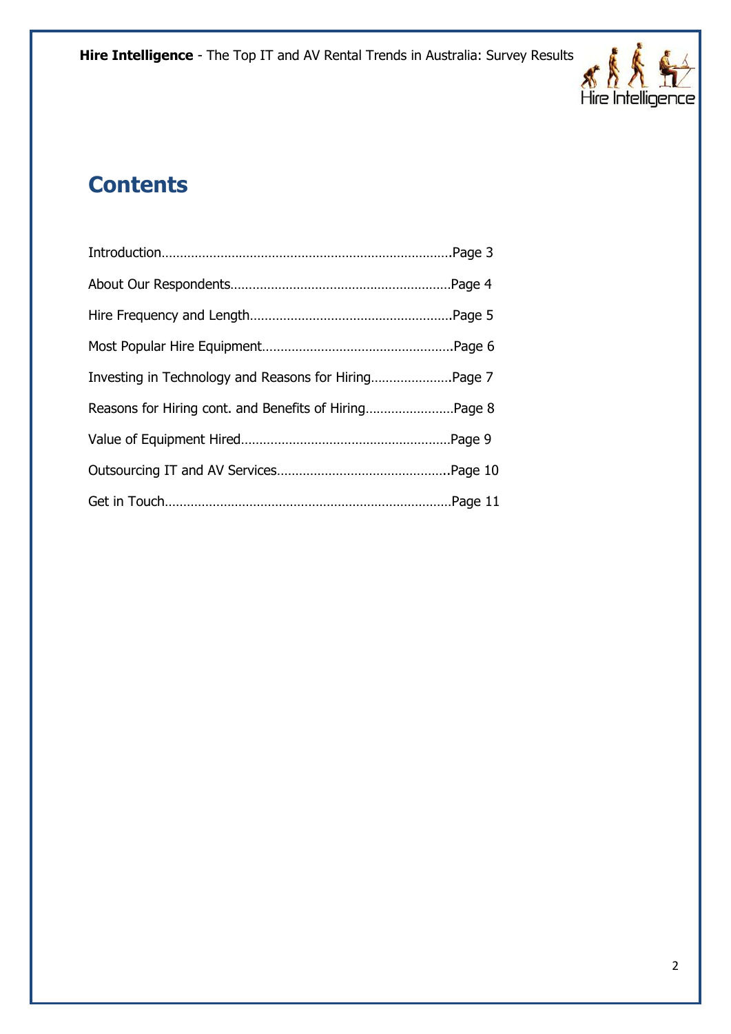# Contents

Introduction……………………………………………………………………Page 3

About Our Respondents……………………………………………………Page 4

Hire Frequency and Length………………………………………………Page 5

Most Popular Hire Equipment……………………………………………Page 6

Investing in Technology and Reasons for Hiring…………………Page 7

Reasons for Hiring cont. and Benefits of Hiring……………………Page 8

Value of Equipment Hired…………………………………………………Page 9

Outsourcing IT and AV Services…………………………………………Page 10

Get in Touch……………………………………………………………………Page 11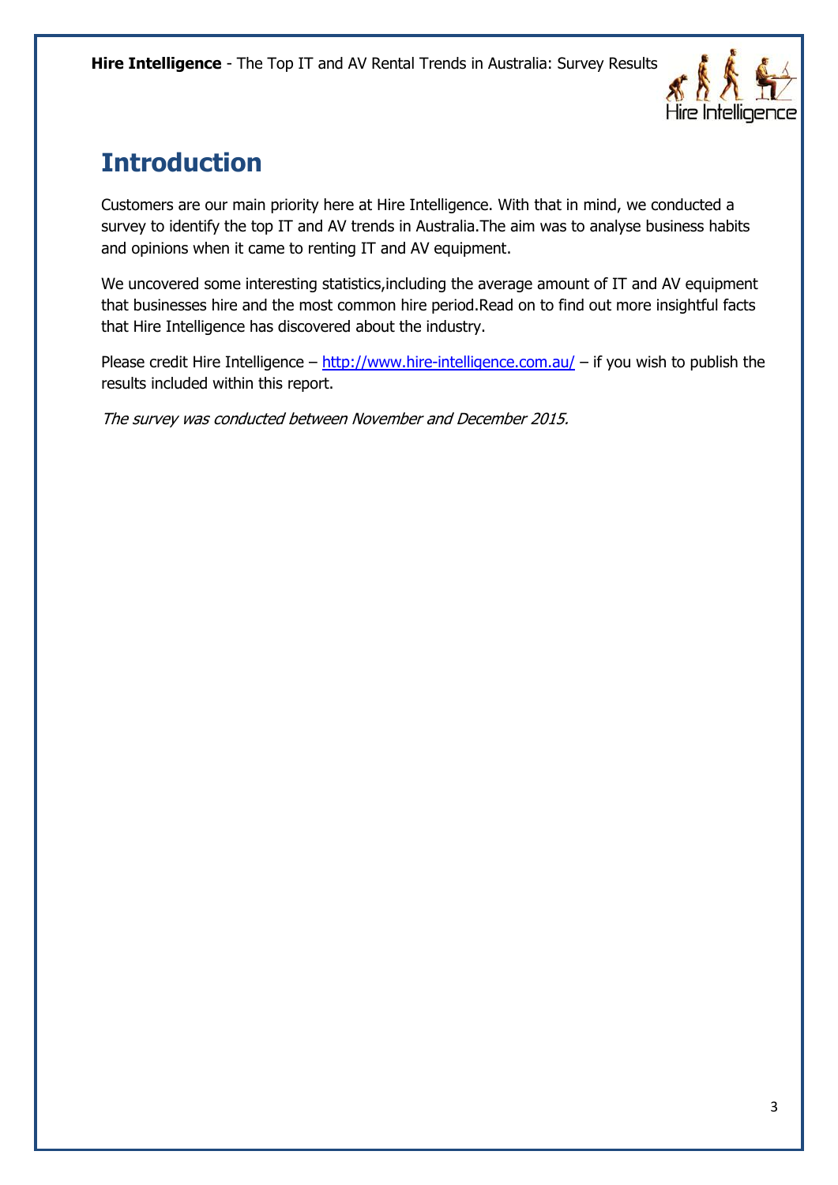# Introduction

Customers are our main priority here at Hire Intelligence. With that in mind, we conducted a survey to identify the top IT and AV trends in Australia.The aim was to analyse business habits and opinions when it came to renting IT and AV equipment.

We uncovered some interesting statistics,including the average amount of IT and AV equipment that businesses hire and the most common hire period.Read on to find out more insightful facts that Hire Intelligence has discovered about the industry.

Please credit Hire Intelligence – [http://www.hire-intelligence.com.au/](http://www.hire-intelligence.com.au/) – if you wish to publish the results included within this report.

*The survey was conducted between November and December 2015.*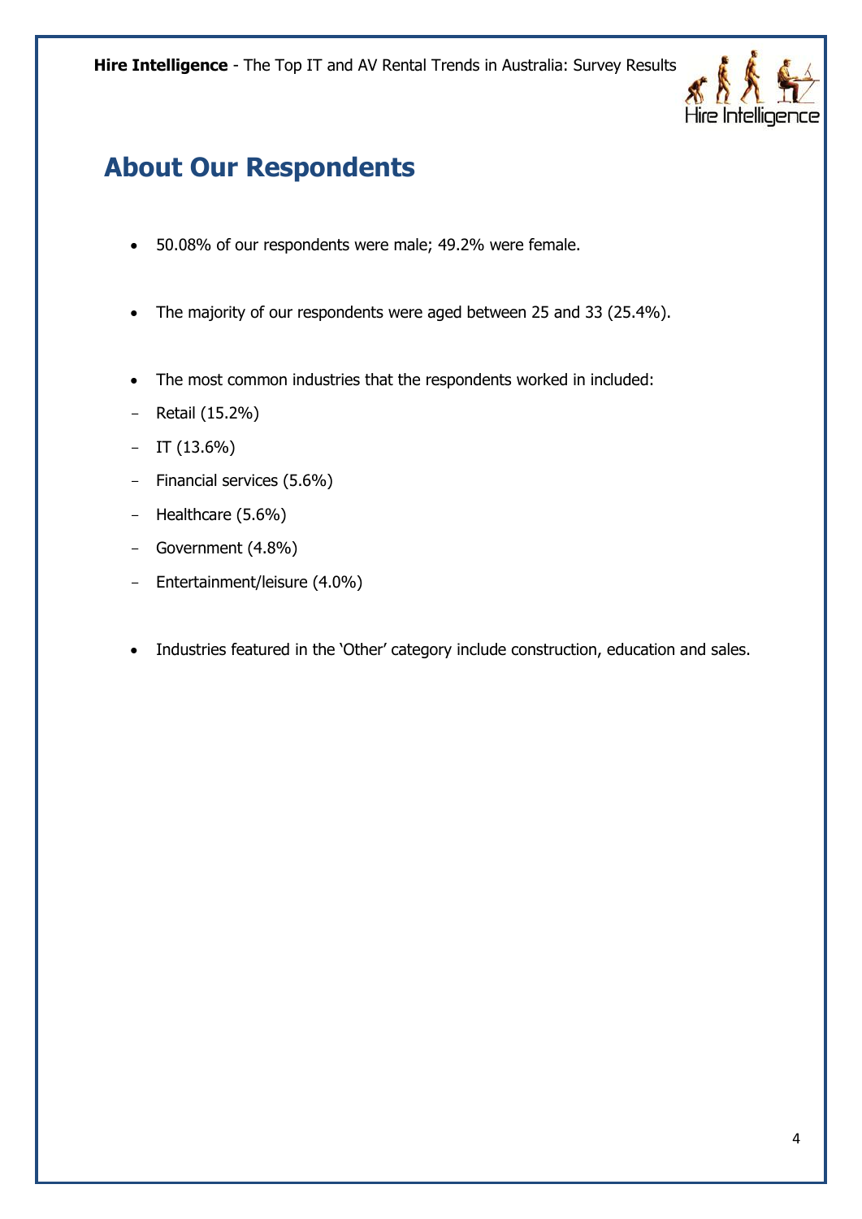## About Our Respondents

- 50.08% of our respondents were male; 49.2% were female.

- The majority of our respondents were aged between 25 and 33 (25.4%).

- The most common industries that the respondents worked in included:

  - Retail (15.2%)
  - IT (13.6%)
  - Financial services (5.6%)
  - Healthcare (5.6%)
  - Government (4.8%)
  - Entertainment/leisure (4.0%)

- Industries featured in the 'Other' category include construction, education and sales.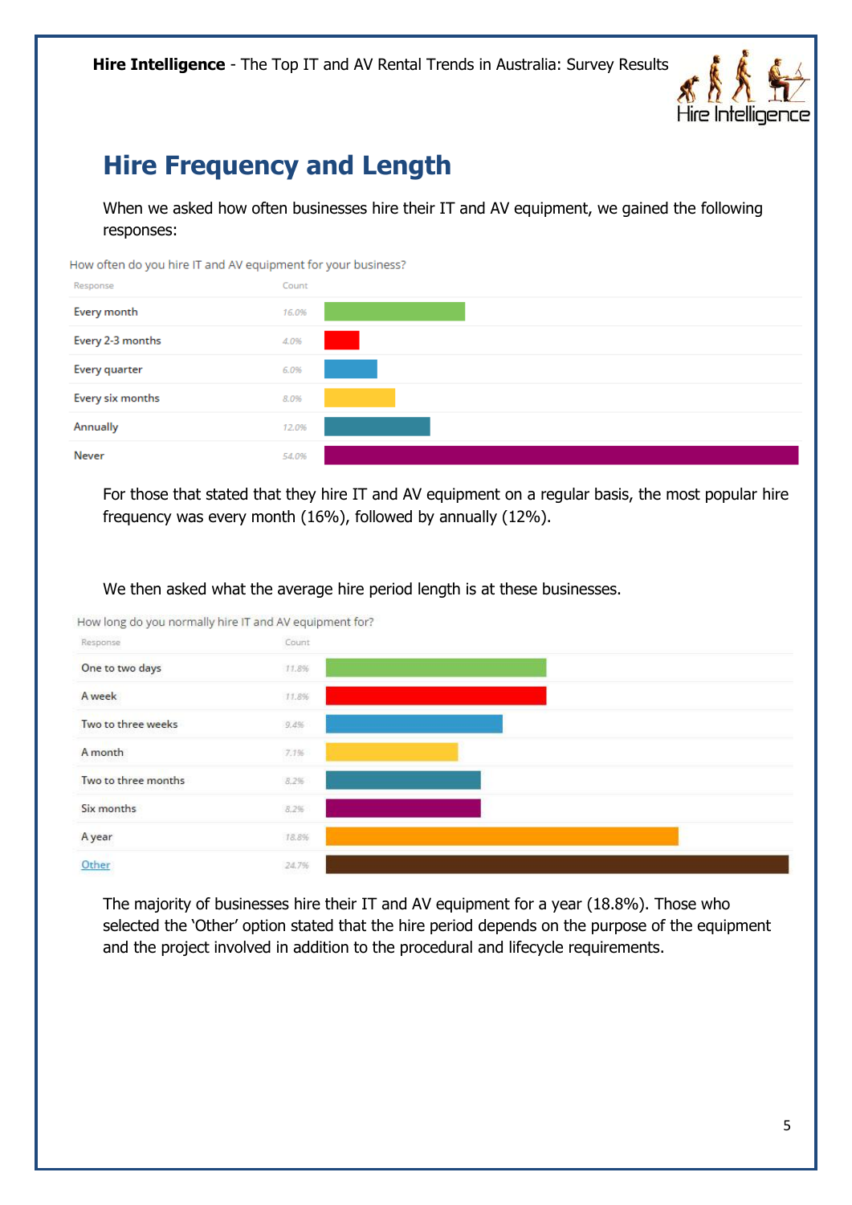## Hire Frequency and Length

When we asked how often businesses hire their IT and AV equipment, we gained the following responses:

How often do you hire IT and AV equipment for your business?

| Response | Count |
|---|---|
| Every month | 16.0% |
| Every 2-3 months | 4.0% |
| Every quarter | 6.0% |
| Every six months | 8.0% |
| Annually | 12.0% |
| Never | 54.0% |

For those that stated that they hire IT and AV equipment on a regular basis, the most popular hire frequency was every month (16%), followed by annually (12%).

We then asked what the average hire period length is at these businesses.

How long do you normally hire IT and AV equipment for?

| Response | Count |
|---|---|
| One to two days | 11.8% |
| A week | 11.8% |
| Two to three weeks | 9.4% |
| A month | 7.1% |
| Two to three months | 8.2% |
| Six months | 8.2% |
| A year | 18.8% |
| Other | 24.7% |

The majority of businesses hire their IT and AV equipment for a year (18.8%). Those who selected the 'Other' option stated that the hire period depends on the purpose of the equipment and the project involved in addition to the procedural and lifecycle requirements.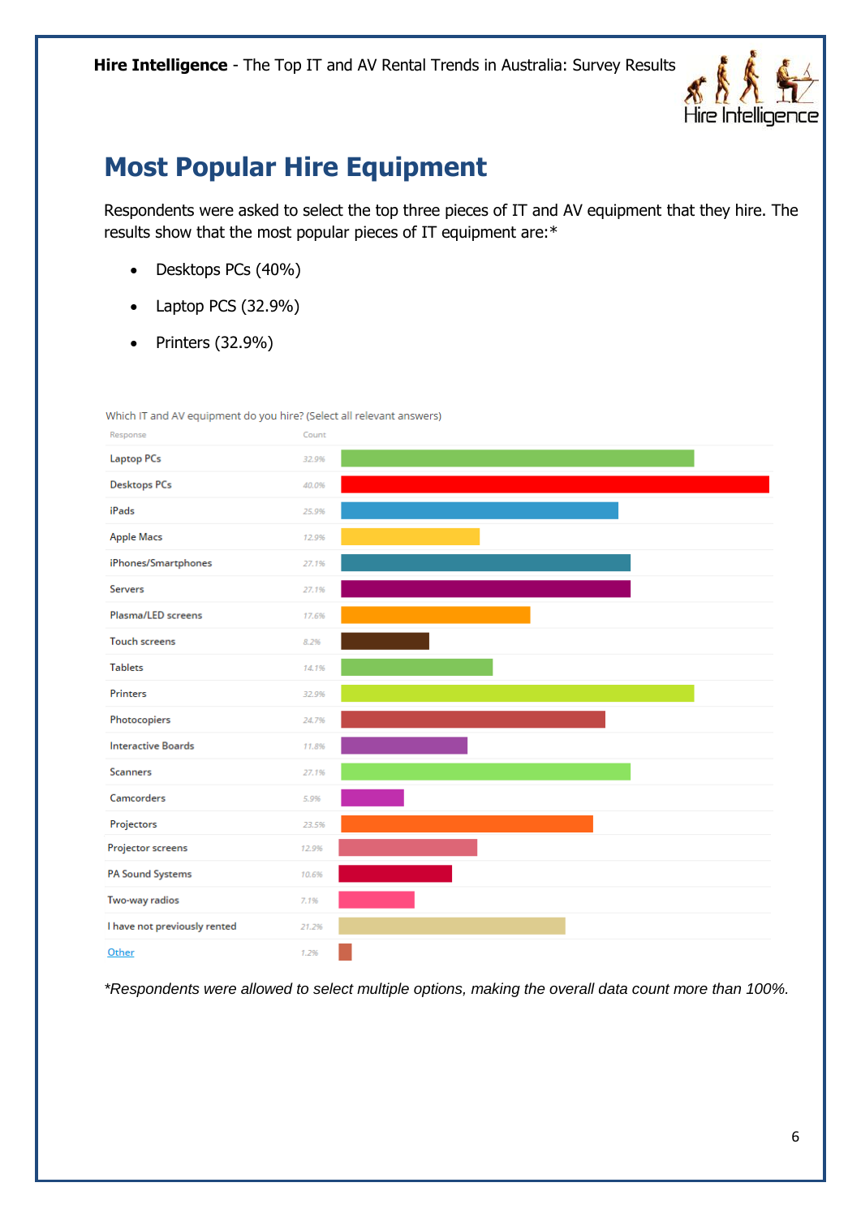## Most Popular Hire Equipment

Respondents were asked to select the top three pieces of IT and AV equipment that they hire. The results show that the most popular pieces of IT equipment are:*

- Desktops PCs (40%)
- Laptop PCS (32.9%)
- Printers (32.9%)

Which IT and AV equipment do you hire? (Select all relevant answers)

| Response | Count |
|---|---|
| Laptop PCs | 32.9% |
| Desktops PCs | 40.0% |
| iPads | 25.9% |
| Apple Macs | 12.9% |
| iPhones/Smartphones | 27.1% |
| Servers | 27.1% |
| Plasma/LED screens | 17.6% |
| Touch screens | 8.2% |
| Tablets | 14.1% |
| Printers | 32.9% |
| Photocopiers | 24.7% |
| Interactive Boards | 11.8% |
| Scanners | 27.1% |
| Camcorders | 5.9% |
| Projectors | 23.5% |
| Projector screens | 12.9% |
| PA Sound Systems | 10.6% |
| Two-way radios | 7.1% |
| I have not previously rented | 21.2% |
| Other | 1.2% |

*Respondents were allowed to select multiple options, making the overall data count more than 100%.*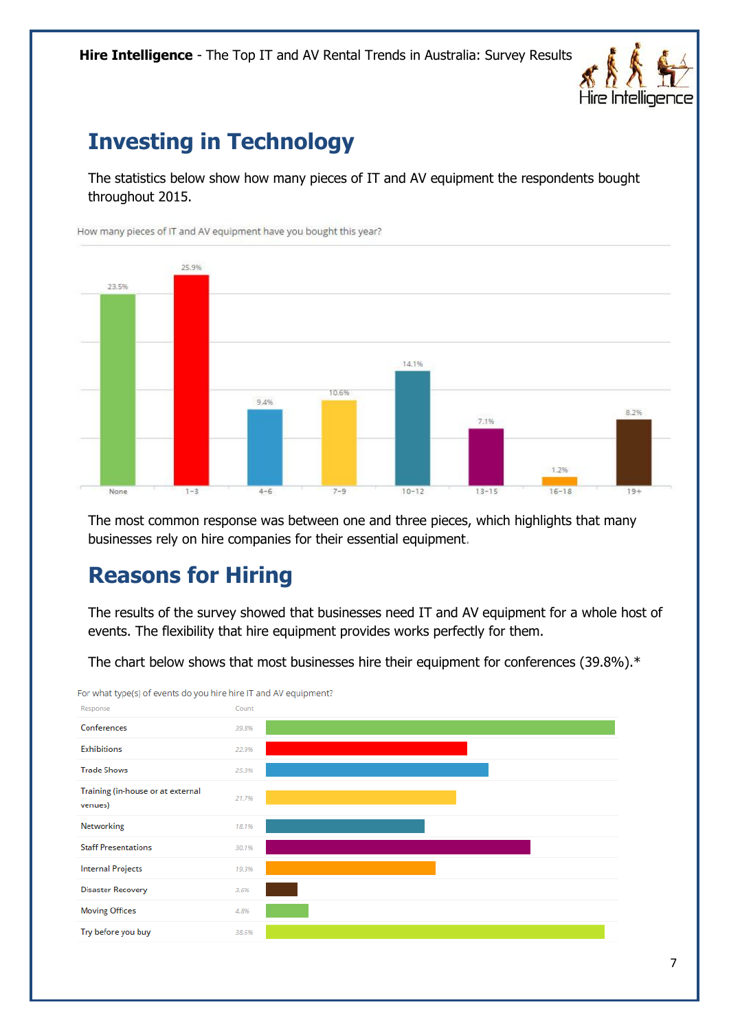## Investing in Technology

The statistics below show how many pieces of IT and AV equipment the respondents bought throughout 2015.

How many pieces of IT and AV equipment have you bought this year?

| Response | Percentage |
|---|---|
| None | 23.5% |
| 1-3 | 25.9% |
| 4-6 | 9.4% |
| 7-9 | 10.6% |
| 10-12 | 14.1% |
| 13-15 | 7.1% |
| 16-18 | 1.2% |
| 19+ | 8.2% |

The most common response was between one and three pieces, which highlights that many businesses rely on hire companies for their essential equipment.

## Reasons for Hiring

The results of the survey showed that businesses need IT and AV equipment for a whole host of events. The flexibility that hire equipment provides works perfectly for them.

The chart below shows that most businesses hire their equipment for conferences (39.8%).*

For what type(s) of events do you hire hire IT and AV equipment?

| Response | Count |
|---|---|
| Conferences | 39.8% |
| Exhibitions | 22.9% |
| Trade Shows | 25.3% |
| Training (in-house or at external venues) | 21.7% |
| Networking | 18.1% |
| Staff Presentations | 30.1% |
| Internal Projects | 19.3% |
| Disaster Recovery | 3.6% |
| Moving Offices | 4.8% |
| Try before you buy | 38.6% |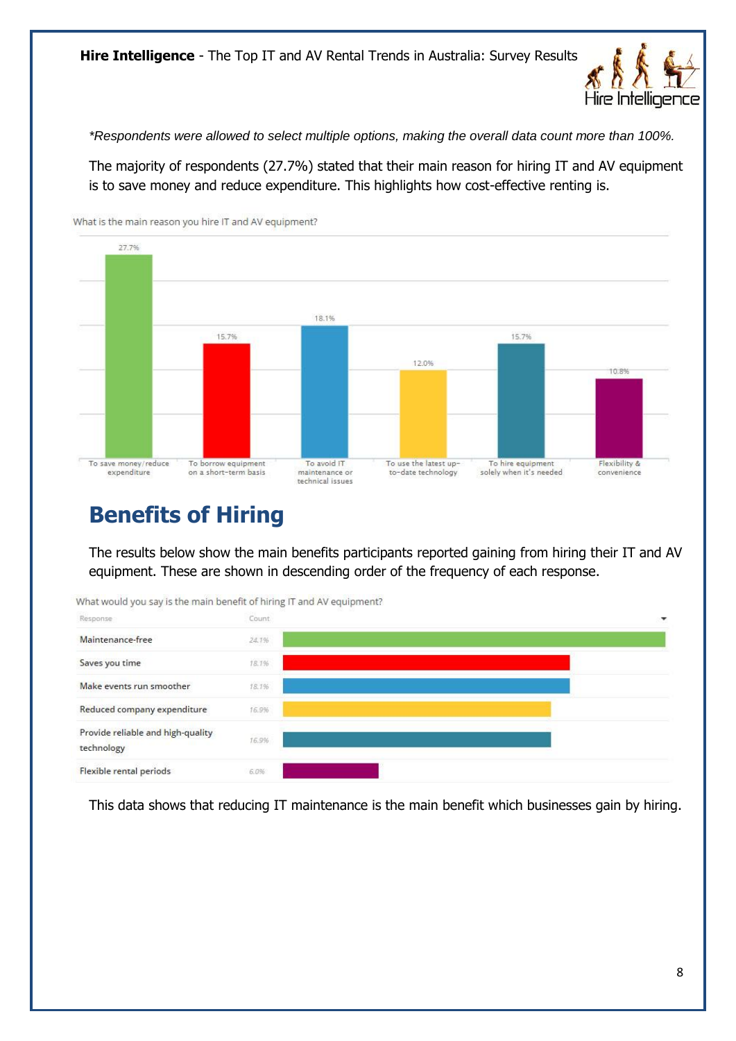*\*Respondents were allowed to select multiple options, making the overall data count more than 100%.*

The majority of respondents (27.7%) stated that their main reason for hiring IT and AV equipment is to save money and reduce expenditure. This highlights how cost-effective renting is.

What is the main reason you hire IT and AV equipment?

| Response | Percentage |
| --- | --- |
| To save money/reduce expenditure | 27.7% |
| To borrow equipment on a short-term basis | 15.7% |
| To avoid IT maintenance or technical issues | 18.1% |
| To use the latest up-to-date technology | 12.0% |
| To hire equipment solely when it's needed | 15.7% |
| Flexibility & convenience | 10.8% |

## Benefits of Hiring

The results below show the main benefits participants reported gaining from hiring their IT and AV equipment. These are shown in descending order of the frequency of each response.

What would you say is the main benefit of hiring IT and AV equipment?

| Response | Count |
| --- | --- |
| Maintenance-free | 24.1% |
| Saves you time | 18.1% |
| Make events run smoother | 18.1% |
| Reduced company expenditure | 16.9% |
| Provide reliable and high-quality technology | 16.9% |
| Flexible rental periods | 6.0% |

This data shows that reducing IT maintenance is the main benefit which businesses gain by hiring.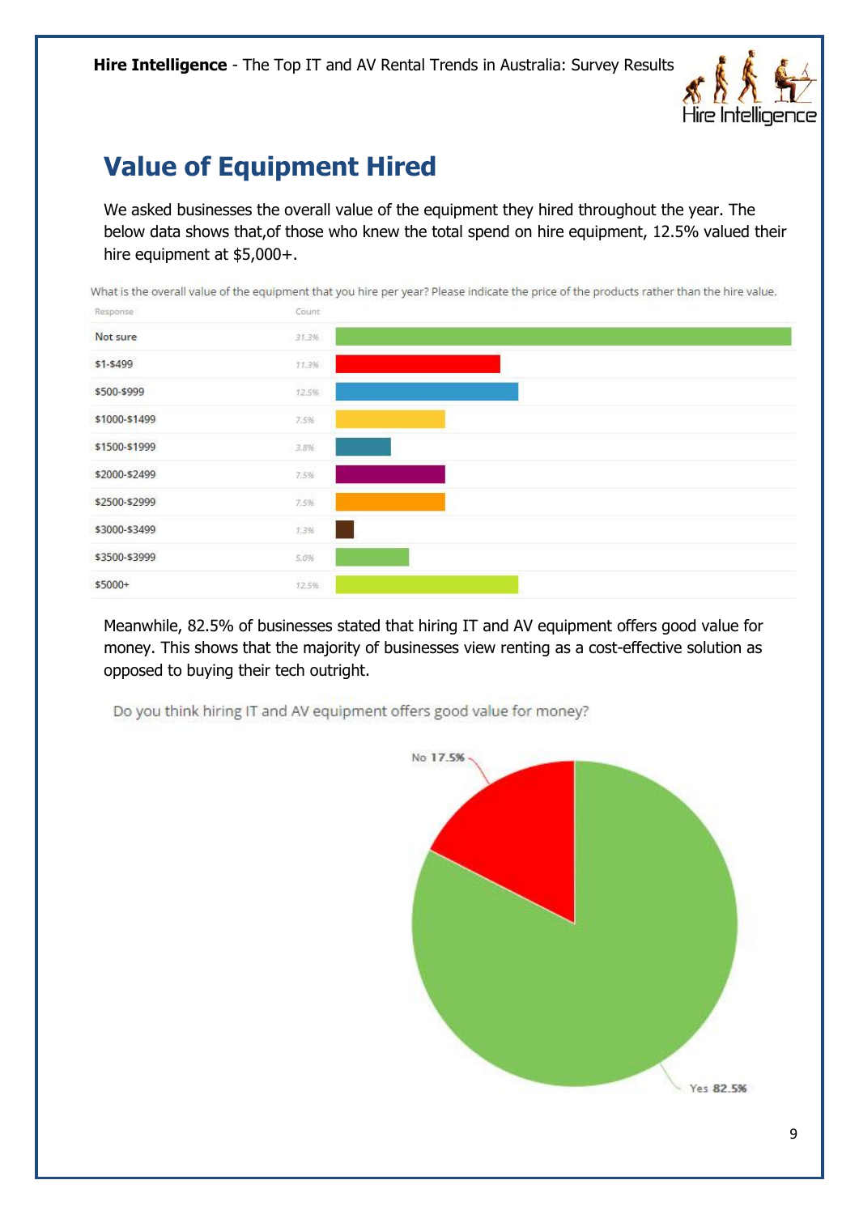## Value of Equipment Hired

We asked businesses the overall value of the equipment they hired throughout the year. The below data shows that,of those who knew the total spend on hire equipment, 12.5% valued their hire equipment at $5,000+.

What is the overall value of the equipment that you hire per year? Please indicate the price of the products rather than the hire value.

| Response | Count |
|---|---|
| Not sure | 31.3% |
| $1-$499 | 11.3% |
| $500-$999 | 12.5% |
| $1000-$1499 | 7.5% |
| $1500-$1999 | 3.8% |
| $2000-$2499 | 7.5% |
| $2500-$2999 | 7.5% |
| $3000-$3499 | 1.3% |
| $3500-$3999 | 5.0% |
| $5000+ | 12.5% |

Meanwhile, 82.5% of businesses stated that hiring IT and AV equipment offers good value for money. This shows that the majority of businesses view renting as a cost-effective solution as opposed to buying their tech outright.

Do you think hiring IT and AV equipment offers good value for money?

| Response | Percentage |
|---|---|
| Yes | 82.5% |
| No | 17.5% |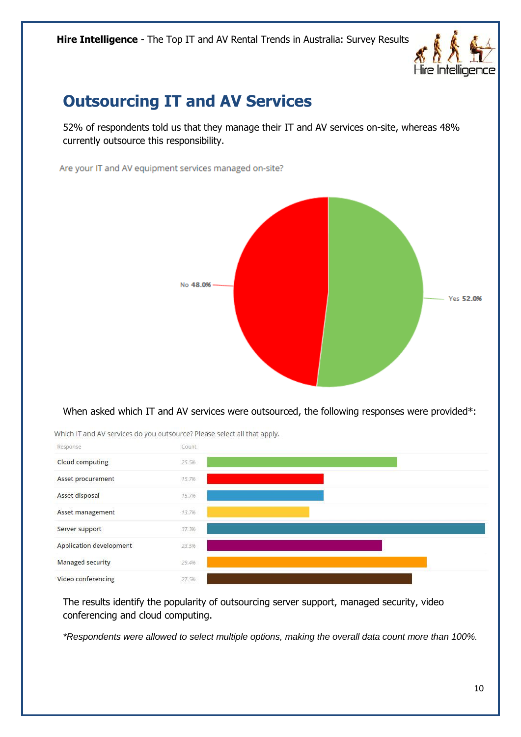## Outsourcing IT and AV Services

52% of respondents told us that they manage their IT and AV services on-site, whereas 48% currently outsource this responsibility.

Are your IT and AV equipment services managed on-site?

No 48.0%

Yes 52.0%

When asked which IT and AV services were outsourced, the following responses were provided*:

Which IT and AV services do you outsource? Please select all that apply.

| Response | Count |
|---|---|
| Cloud computing | 25.5% |
| Asset procurement | 15.7% |
| Asset disposal | 15.7% |
| Asset management | 13.7% |
| Server support | 37.3% |
| Application development | 23.5% |
| Managed security | 29.4% |
| Video conferencing | 27.5% |

The results identify the popularity of outsourcing server support, managed security, video conferencing and cloud computing.

*\*Respondents were allowed to select multiple options, making the overall data count more than 100%.*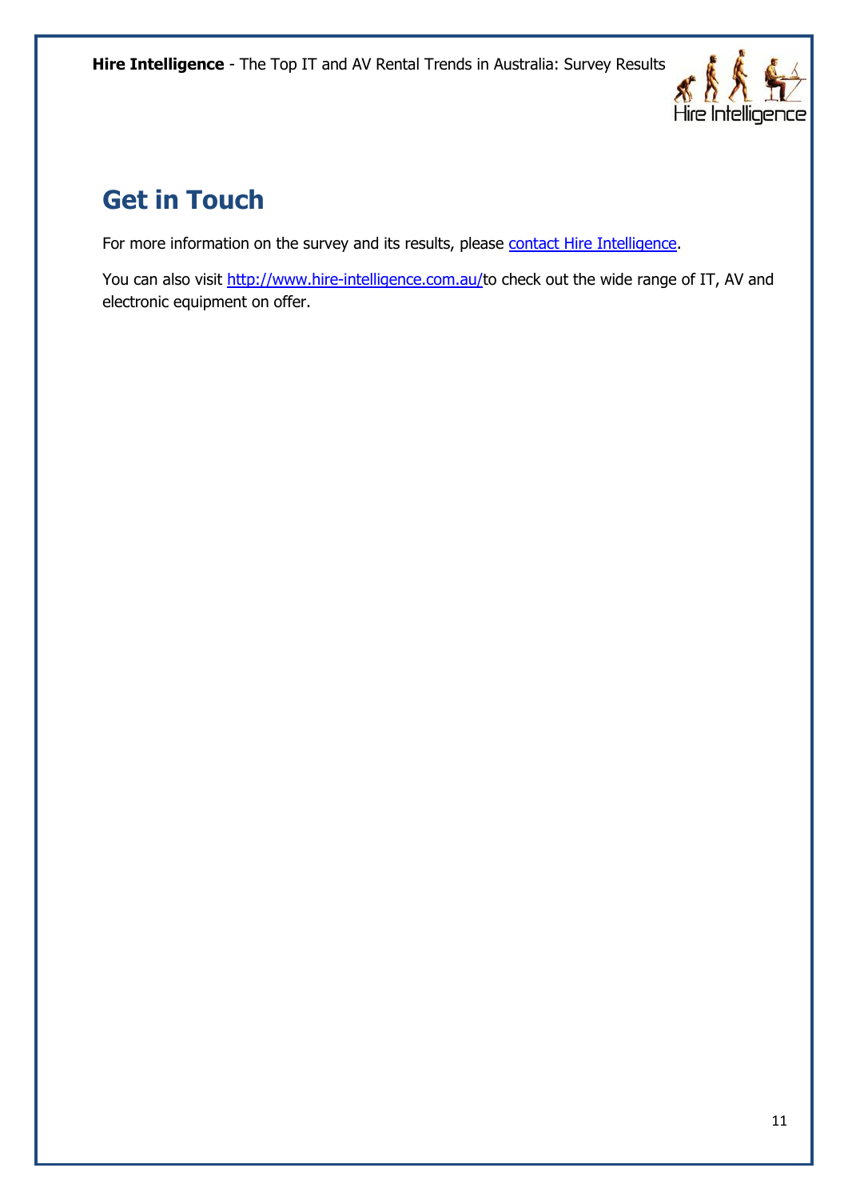## Get in Touch

For more information on the survey and its results, please contact Hire Intelligence.

You can also visit http://www.hire-intelligence.com.au/to check out the wide range of IT, AV and electronic equipment on offer.